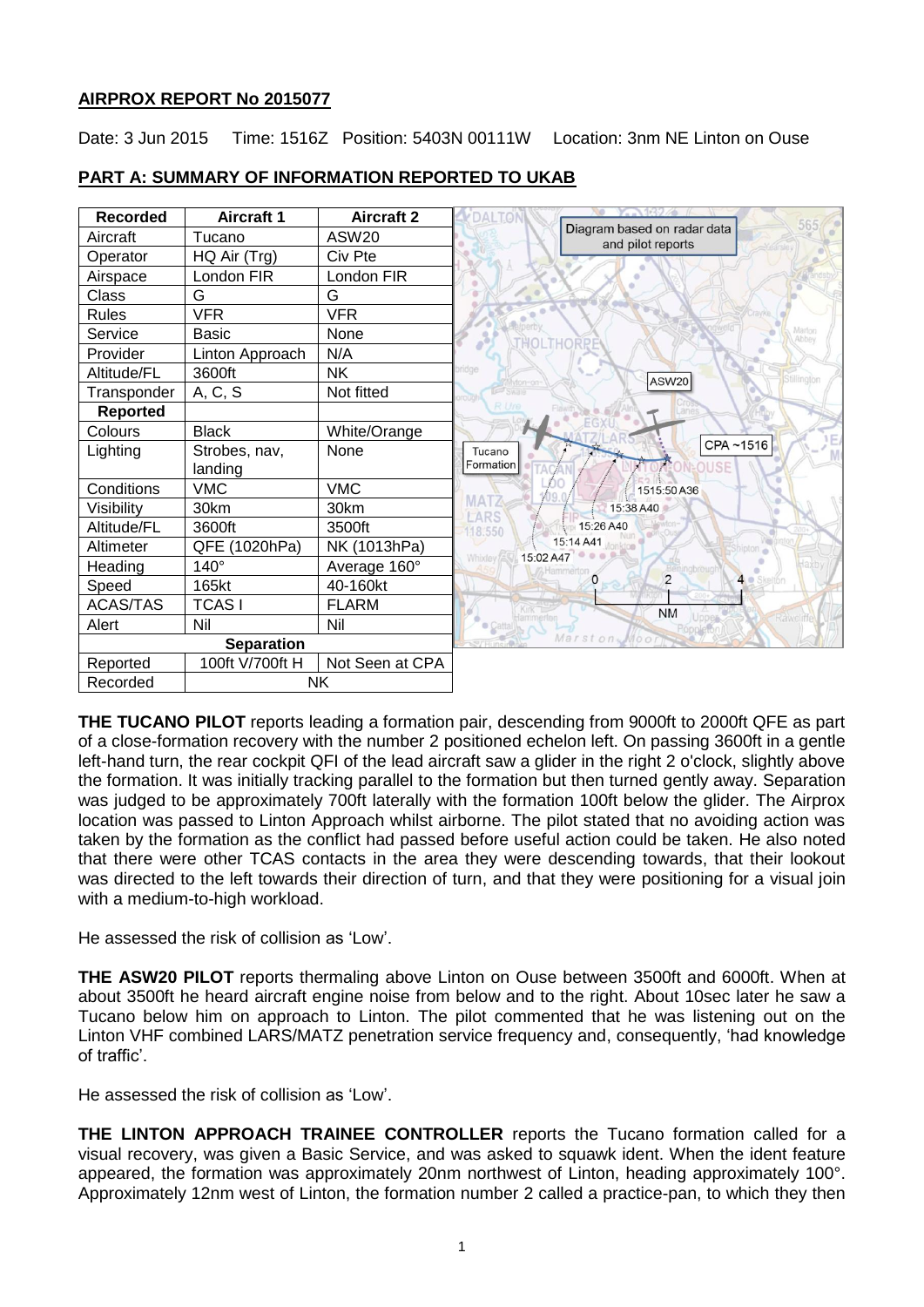## AIRPROX REPORT No 2015077

Date: 3 Jun 2015 Time: 1516Z Position: 5403N 00111W Location: 3nm NE Linton on Ouse

## PART A: SUMMARY OF INFORMATION REPORTED TO UKAB

| Recorded | Aircraft 1 | Aircraft 2 |
|---|---|---|
| Aircraft | Tucano | ASW20 |
| Operator | HQ Air (Trg) | Civ Pte |
| Airspace | London FIR | London FIR |
| Class | G | G |
| Rules | VFR | VFR |
| Service | Basic | None |
| Provider | Linton Approach | N/A |
| Altitude/FL | 3600ft | NK |
| Transponder | A, C, S | Not fitted |
| **Reported** | | |
| Colours | Black | White/Orange |
| Lighting | Strobes, nav, landing | None |
| Conditions | VMC | VMC |
| Visibility | 30km | 30km |
| Altitude/FL | 3600ft | 3500ft |
| Altimeter | QFE (1020hPa) | NK (1013hPa) |
| Heading | 140° | Average 160° |
| Speed | 165kt | 40-160kt |
| ACAS/TAS | TCAS I | FLARM |
| Alert | Nil | Nil |
| **Separation** | | |
| Reported | 100ft V/700ft H | Not Seen at CPA |
| Recorded | NK | |

Diagram based on radar data and pilot reports

**THE TUCANO PILOT** reports leading a formation pair, descending from 9000ft to 2000ft QFE as part of a close-formation recovery with the number 2 positioned echelon left. On passing 3600ft in a gentle left-hand turn, the rear cockpit QFI of the lead aircraft saw a glider in the right 2 o'clock, slightly above the formation. It was initially tracking parallel to the formation but then turned gently away. Separation was judged to be approximately 700ft laterally with the formation 100ft below the glider. The Airprox location was passed to Linton Approach whilst airborne. The pilot stated that no avoiding action was taken by the formation as the conflict had passed before useful action could be taken. He also noted that there were other TCAS contacts in the area they were descending towards, that their lookout was directed to the left towards their direction of turn, and that they were positioning for a visual join with a medium-to-high workload.

He assessed the risk of collision as 'Low'.

**THE ASW20 PILOT** reports thermaling above Linton on Ouse between 3500ft and 6000ft. When at about 3500ft he heard aircraft engine noise from below and to the right. About 10sec later he saw a Tucano below him on approach to Linton. The pilot commented that he was listening out on the Linton VHF combined LARS/MATZ penetration service frequency and, consequently, 'had knowledge of traffic'.

He assessed the risk of collision as 'Low'.

**THE LINTON APPROACH TRAINEE CONTROLLER** reports the Tucano formation called for a visual recovery, was given a Basic Service, and was asked to squawk ident. When the ident feature appeared, the formation was approximately 20nm northwest of Linton, heading approximately 100°. Approximately 12nm west of Linton, the formation number 2 called a practice-pan, to which they then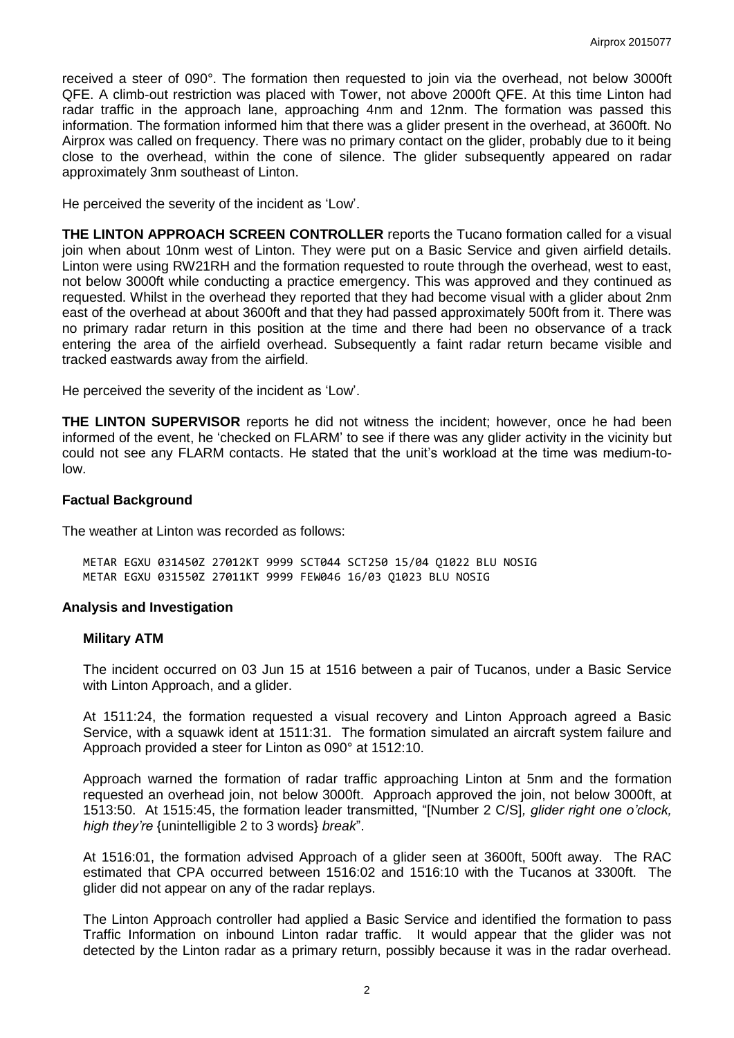received a steer of 090°. The formation then requested to join via the overhead, not below 3000ft QFE. A climb-out restriction was placed with Tower, not above 2000ft QFE. At this time Linton had radar traffic in the approach lane, approaching 4nm and 12nm. The formation was passed this information. The formation informed him that there was a glider present in the overhead, at 3600ft. No Airprox was called on frequency. There was no primary contact on the glider, probably due to it being close to the overhead, within the cone of silence. The glider subsequently appeared on radar approximately 3nm southeast of Linton.

He perceived the severity of the incident as 'Low'.

**THE LINTON APPROACH SCREEN CONTROLLER** reports the Tucano formation called for a visual join when about 10nm west of Linton. They were put on a Basic Service and given airfield details. Linton were using RW21RH and the formation requested to route through the overhead, west to east, not below 3000ft while conducting a practice emergency. This was approved and they continued as requested. Whilst in the overhead they reported that they had become visual with a glider about 2nm east of the overhead at about 3600ft and that they had passed approximately 500ft from it. There was no primary radar return in this position at the time and there had been no observance of a track entering the area of the airfield overhead. Subsequently a faint radar return became visible and tracked eastwards away from the airfield.

He perceived the severity of the incident as 'Low'.

**THE LINTON SUPERVISOR** reports he did not witness the incident; however, once he had been informed of the event, he 'checked on FLARM' to see if there was any glider activity in the vicinity but could not see any FLARM contacts. He stated that the unit's workload at the time was medium-to-low.

## Factual Background

The weather at Linton was recorded as follows:

```
METAR EGXU 031450Z 27012KT 9999 SCT044 SCT250 15/04 Q1022 BLU NOSIG
METAR EGXU 031550Z 27011KT 9999 FEW046 16/03 Q1023 BLU NOSIG
```

## Analysis and Investigation

### Military ATM

The incident occurred on 03 Jun 15 at 1516 between a pair of Tucanos, under a Basic Service with Linton Approach, and a glider.

At 1511:24, the formation requested a visual recovery and Linton Approach agreed a Basic Service, with a squawk ident at 1511:31. The formation simulated an aircraft system failure and Approach provided a steer for Linton as 090° at 1512:10.

Approach warned the formation of radar traffic approaching Linton at 5nm and the formation requested an overhead join, not below 3000ft. Approach approved the join, not below 3000ft, at 1513:50. At 1515:45, the formation leader transmitted, "[Number 2 C/S]*, glider right one o'clock, high they're* {unintelligible 2 to 3 words} *break*".

At 1516:01, the formation advised Approach of a glider seen at 3600ft, 500ft away. The RAC estimated that CPA occurred between 1516:02 and 1516:10 with the Tucanos at 3300ft. The glider did not appear on any of the radar replays.

The Linton Approach controller had applied a Basic Service and identified the formation to pass Traffic Information on inbound Linton radar traffic. It would appear that the glider was not detected by the Linton radar as a primary return, possibly because it was in the radar overhead.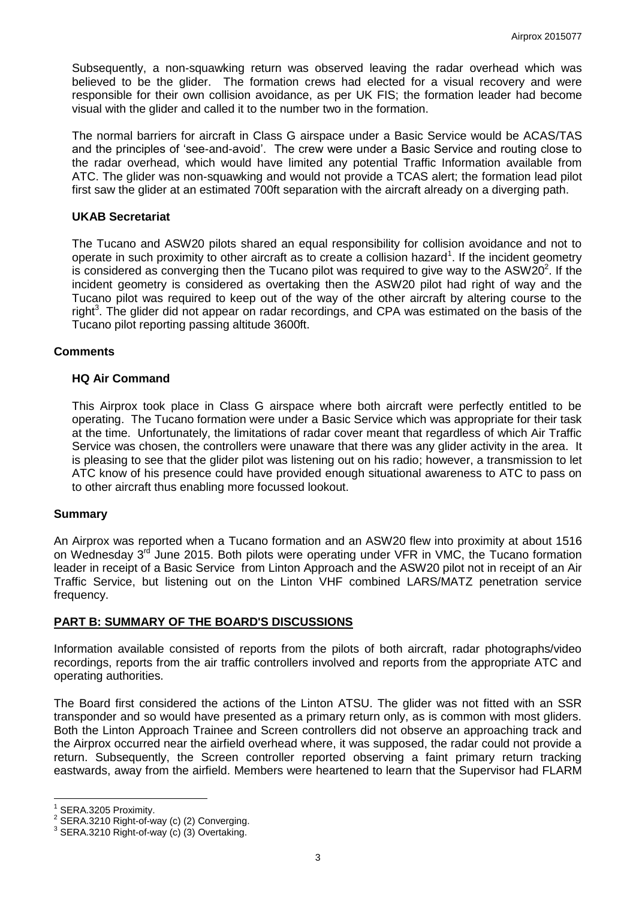Subsequently, a non-squawking return was observed leaving the radar overhead which was believed to be the glider. The formation crews had elected for a visual recovery and were responsible for their own collision avoidance, as per UK FIS; the formation leader had become visual with the glider and called it to the number two in the formation.

The normal barriers for aircraft in Class G airspace under a Basic Service would be ACAS/TAS and the principles of 'see-and-avoid'. The crew were under a Basic Service and routing close to the radar overhead, which would have limited any potential Traffic Information available from ATC. The glider was non-squawking and would not provide a TCAS alert; the formation lead pilot first saw the glider at an estimated 700ft separation with the aircraft already on a diverging path.

### UKAB Secretariat

The Tucano and ASW20 pilots shared an equal responsibility for collision avoidance and not to operate in such proximity to other aircraft as to create a collision hazard[1]. If the incident geometry is considered as converging then the Tucano pilot was required to give way to the ASW20[2]. If the incident geometry is considered as overtaking then the ASW20 pilot had right of way and the Tucano pilot was required to keep out of the way of the other aircraft by altering course to the right[3]. The glider did not appear on radar recordings, and CPA was estimated on the basis of the Tucano pilot reporting passing altitude 3600ft.

## Comments

### HQ Air Command

This Airprox took place in Class G airspace where both aircraft were perfectly entitled to be operating. The Tucano formation were under a Basic Service which was appropriate for their task at the time. Unfortunately, the limitations of radar cover meant that regardless of which Air Traffic Service was chosen, the controllers were unaware that there was any glider activity in the area. It is pleasing to see that the glider pilot was listening out on his radio; however, a transmission to let ATC know of his presence could have provided enough situational awareness to ATC to pass on to other aircraft thus enabling more focussed lookout.

## Summary

An Airprox was reported when a Tucano formation and an ASW20 flew into proximity at about 1516 on Wednesday 3rd June 2015. Both pilots were operating under VFR in VMC, the Tucano formation leader in receipt of a Basic Service from Linton Approach and the ASW20 pilot not in receipt of an Air Traffic Service, but listening out on the Linton VHF combined LARS/MATZ penetration service frequency.

## PART B: SUMMARY OF THE BOARD'S DISCUSSIONS

Information available consisted of reports from the pilots of both aircraft, radar photographs/video recordings, reports from the air traffic controllers involved and reports from the appropriate ATC and operating authorities.

The Board first considered the actions of the Linton ATSU. The glider was not fitted with an SSR transponder and so would have presented as a primary return only, as is common with most gliders. Both the Linton Approach Trainee and Screen controllers did not observe an approaching track and the Airprox occurred near the airfield overhead where, it was supposed, the radar could not provide a return. Subsequently, the Screen controller reported observing a faint primary return tracking eastwards, away from the airfield. Members were heartened to learn that the Supervisor had FLARM

---

[1] SERA.3205 Proximity.

[2] SERA.3210 Right-of-way (c) (2) Converging.

[3] SERA.3210 Right-of-way (c) (3) Overtaking.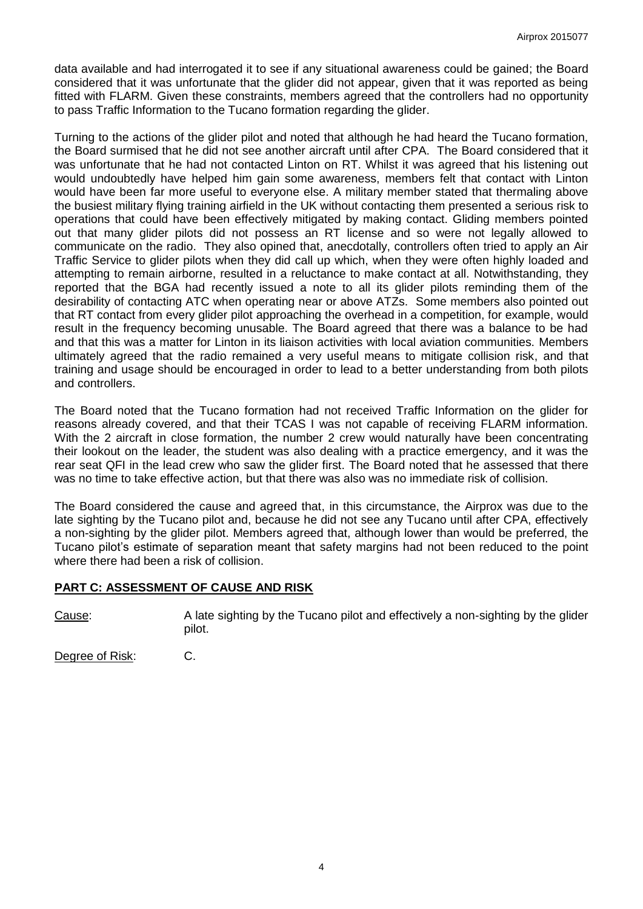data available and had interrogated it to see if any situational awareness could be gained; the Board considered that it was unfortunate that the glider did not appear, given that it was reported as being fitted with FLARM. Given these constraints, members agreed that the controllers had no opportunity to pass Traffic Information to the Tucano formation regarding the glider.

Turning to the actions of the glider pilot and noted that although he had heard the Tucano formation, the Board surmised that he did not see another aircraft until after CPA. The Board considered that it was unfortunate that he had not contacted Linton on RT. Whilst it was agreed that his listening out would undoubtedly have helped him gain some awareness, members felt that contact with Linton would have been far more useful to everyone else. A military member stated that thermaling above the busiest military flying training airfield in the UK without contacting them presented a serious risk to operations that could have been effectively mitigated by making contact. Gliding members pointed out that many glider pilots did not possess an RT license and so were not legally allowed to communicate on the radio. They also opined that, anecdotally, controllers often tried to apply an Air Traffic Service to glider pilots when they did call up which, when they were often highly loaded and attempting to remain airborne, resulted in a reluctance to make contact at all. Notwithstanding, they reported that the BGA had recently issued a note to all its glider pilots reminding them of the desirability of contacting ATC when operating near or above ATZs. Some members also pointed out that RT contact from every glider pilot approaching the overhead in a competition, for example, would result in the frequency becoming unusable. The Board agreed that there was a balance to be had and that this was a matter for Linton in its liaison activities with local aviation communities. Members ultimately agreed that the radio remained a very useful means to mitigate collision risk, and that training and usage should be encouraged in order to lead to a better understanding from both pilots and controllers.

The Board noted that the Tucano formation had not received Traffic Information on the glider for reasons already covered, and that their TCAS I was not capable of receiving FLARM information. With the 2 aircraft in close formation, the number 2 crew would naturally have been concentrating their lookout on the leader, the student was also dealing with a practice emergency, and it was the rear seat QFI in the lead crew who saw the glider first. The Board noted that he assessed that there was no time to take effective action, but that there was also was no immediate risk of collision.

The Board considered the cause and agreed that, in this circumstance, the Airprox was due to the late sighting by the Tucano pilot and, because he did not see any Tucano until after CPA, effectively a non-sighting by the glider pilot. Members agreed that, although lower than would be preferred, the Tucano pilot's estimate of separation meant that safety margins had not been reduced to the point where there had been a risk of collision.

## PART C: ASSESSMENT OF CAUSE AND RISK

Cause: A late sighting by the Tucano pilot and effectively a non-sighting by the glider pilot.

Degree of Risk: C.